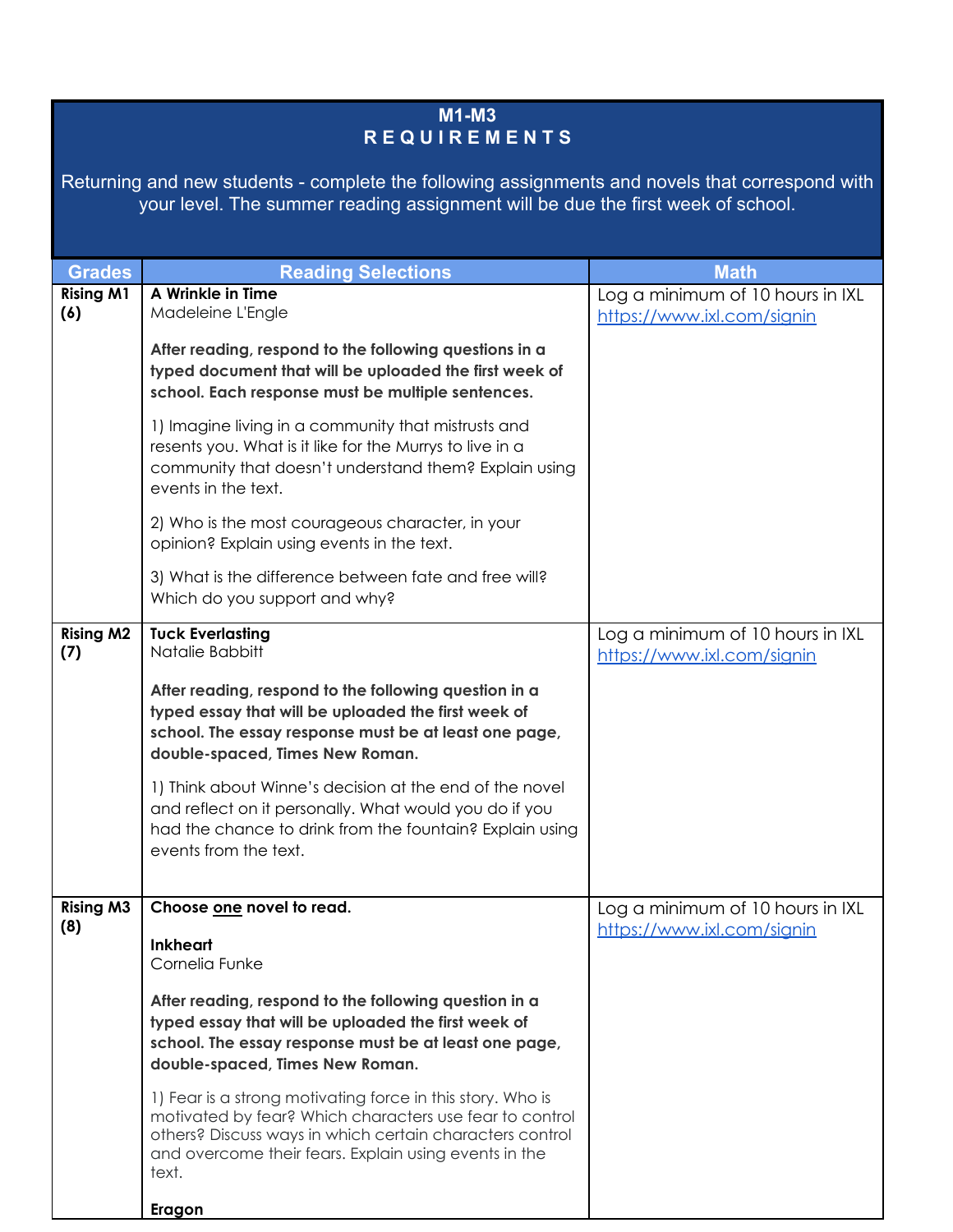## M1-M3
## R E Q U I R E M E N T S

Returning and new students - complete the following assignments and novels that correspond with your level. The summer reading assignment will be due the first week of school.

| Grades | Reading Selections | Math |
|---|---|---|
| **Rising M1 (6)** | **A Wrinkle in Time**<br>Madeleine L'Engle<br><br>**After reading, respond to the following questions in a typed document that will be uploaded the first week of school. Each response must be multiple sentences.**<br><br>1) Imagine living in a community that mistrusts and resents you. What is it like for the Murrys to live in a community that doesn't understand them? Explain using events in the text.<br><br>2) Who is the most courageous character, in your opinion? Explain using events in the text.<br><br>3) What is the difference between fate and free will? Which do you support and why? | Log a minimum of 10 hours in IXL<br>https://www.ixl.com/signin |
| **Rising M2 (7)** | **Tuck Everlasting**<br>Natalie Babbitt<br><br>**After reading, respond to the following question in a typed essay that will be uploaded the first week of school. The essay response must be at least one page, double-spaced, Times New Roman.**<br><br>1) Think about Winne's decision at the end of the novel and reflect on it personally. What would you do if you had the chance to drink from the fountain? Explain using events from the text. | Log a minimum of 10 hours in IXL<br>https://www.ixl.com/signin |
| **Rising M3 (8)** | **Choose one novel to read.**<br><br>**Inkheart**<br>Cornelia Funke<br><br>**After reading, respond to the following question in a typed essay that will be uploaded the first week of school. The essay response must be at least one page, double-spaced, Times New Roman.**<br><br>1) Fear is a strong motivating force in this story. Who is motivated by fear? Which characters use fear to control others? Discuss ways in which certain characters control and overcome their fears. Explain using events in the text.<br><br>**Eragon** | Log a minimum of 10 hours in IXL<br>https://www.ixl.com/signin |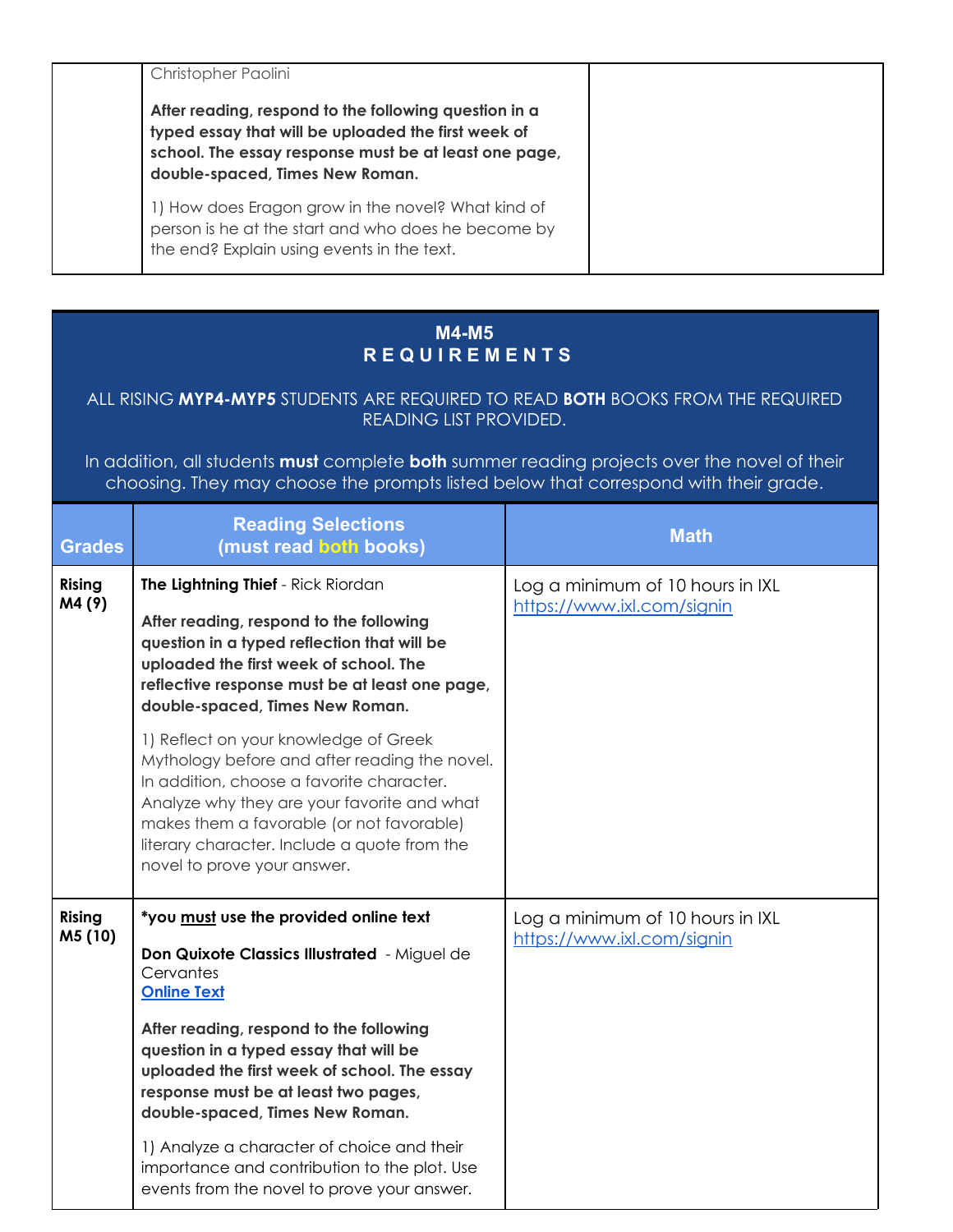| | | |
|---|---|---|
| | Christopher Paolini<br><br>**After reading, respond to the following question in a typed essay that will be uploaded the first week of school. The essay response must be at least one page, double-spaced, Times New Roman.**<br><br>1) How does Eragon grow in the novel? What kind of person is he at the start and who does he become by the end? Explain using events in the text. | |

## M4-M5 REQUIREMENTS

ALL RISING **MYP4-MYP5** STUDENTS ARE REQUIRED TO READ **BOTH** BOOKS FROM THE REQUIRED READING LIST PROVIDED.

In addition, all students **must** complete **both** summer reading projects over the novel of their choosing. They may choose the prompts listed below that correspond with their grade.

| Grades | Reading Selections (must read both books) | Math |
|---|---|---|
| **Rising M4 (9)** | **The Lightning Thief** - Rick Riordan<br><br>**After reading, respond to the following question in a typed reflection that will be uploaded the first week of school. The reflective response must be at least one page, double-spaced, Times New Roman.**<br><br>1) Reflect on your knowledge of Greek Mythology before and after reading the novel. In addition, choose a favorite character. Analyze why they are your favorite and what makes them a favorable (or not favorable) literary character. Include a quote from the novel to prove your answer. | Log a minimum of 10 hours in IXL<br>https://www.ixl.com/signin |
| **Rising M5 (10)** | ***you must use the provided online text**<br><br>**Don Quixote Classics Illustrated** - Miguel de Cervantes<br>**Online Text**<br><br>**After reading, respond to the following question in a typed essay that will be uploaded the first week of school. The essay response must be at least two pages, double-spaced, Times New Roman.**<br><br>1) Analyze a character of choice and their importance and contribution to the plot. Use events from the novel to prove your answer. | Log a minimum of 10 hours in IXL<br>https://www.ixl.com/signin |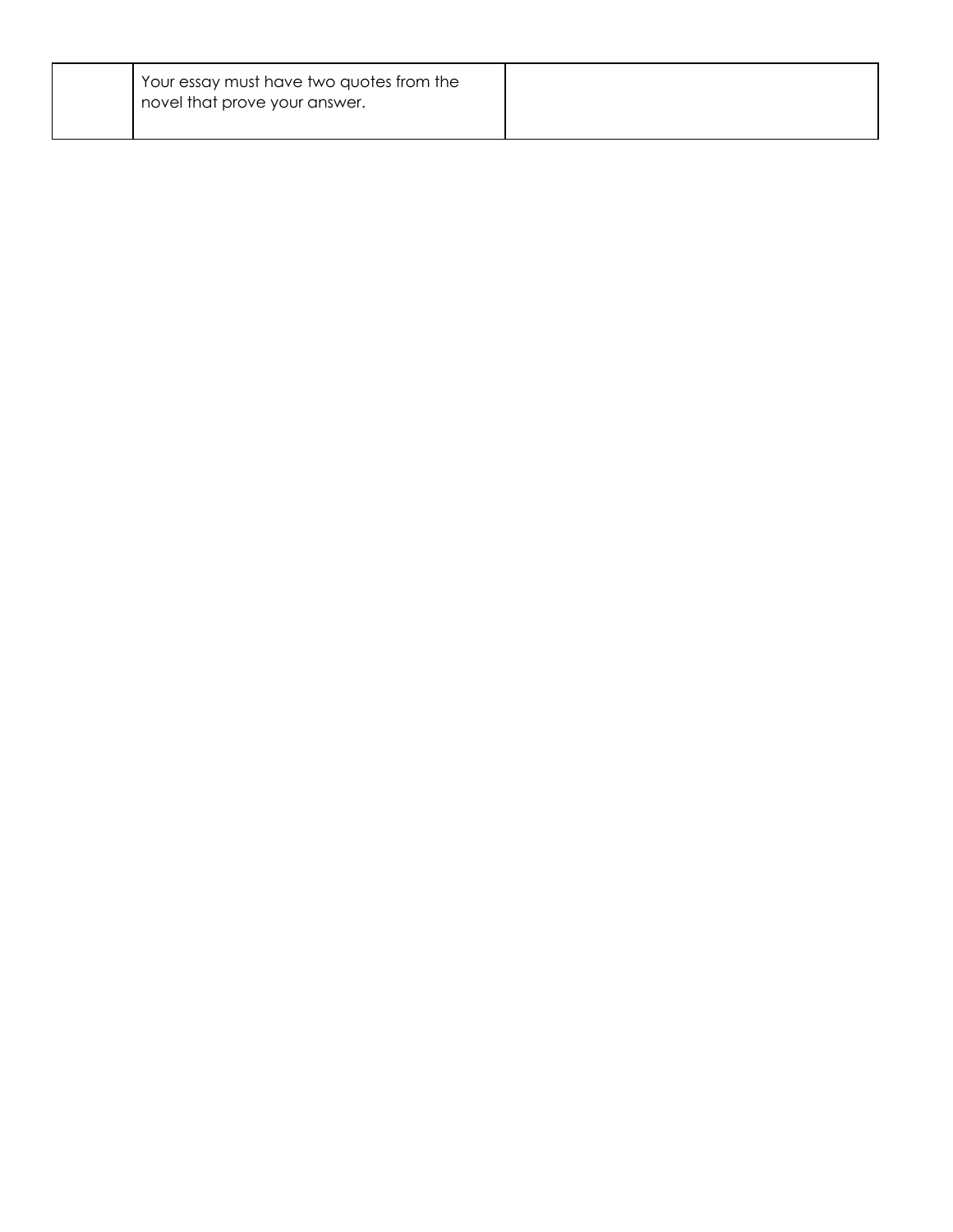| | | |
|---|---|---|
| | Your essay must have two quotes from the novel that prove your answer. | |